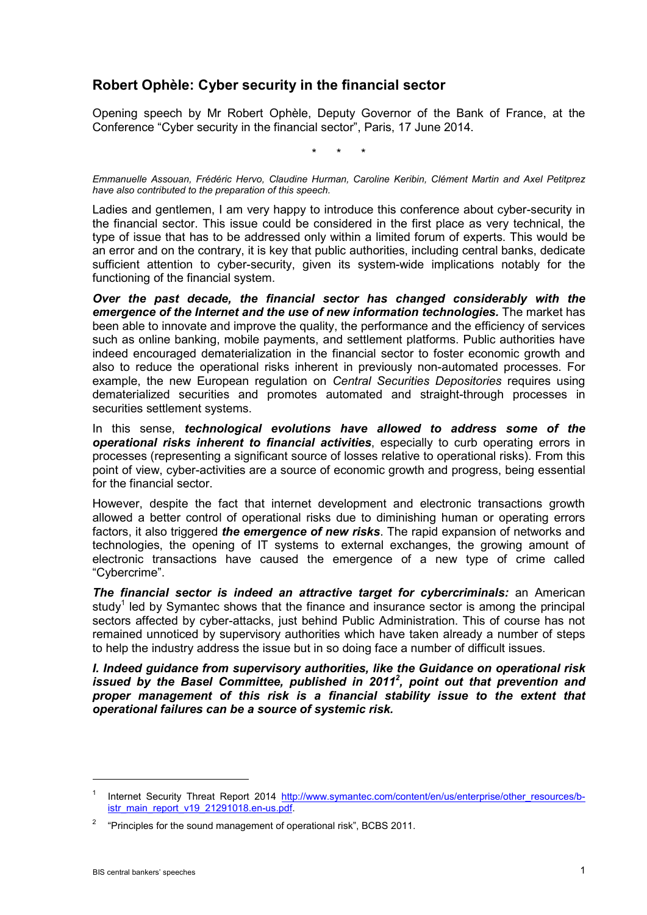# Robert Ophèle: Cyber security in the financial sector

Opening speech by Mr Robert Ophèle, Deputy Governor of the Bank of France, at the Conference "Cyber security in the financial sector", Paris, 17 June 2014.

\*   \*   \*

*Emmanuelle Assouan, Frédéric Hervo, Claudine Hurman, Caroline Keribin, Clément Martin and Axel Petitprez have also contributed to the preparation of this speech.*

Ladies and gentlemen, I am very happy to introduce this conference about cyber-security in the financial sector. This issue could be considered in the first place as very technical, the type of issue that has to be addressed only within a limited forum of experts. This would be an error and on the contrary, it is key that public authorities, including central banks, dedicate sufficient attention to cyber-security, given its system-wide implications notably for the functioning of the financial system.

***Over the past decade, the financial sector has changed considerably with the emergence of the Internet and the use of new information technologies.*** The market has been able to innovate and improve the quality, the performance and the efficiency of services such as online banking, mobile payments, and settlement platforms. Public authorities have indeed encouraged dematerialization in the financial sector to foster economic growth and also to reduce the operational risks inherent in previously non-automated processes. For example, the new European regulation on *Central Securities Depositories* requires using dematerialized securities and promotes automated and straight-through processes in securities settlement systems.

In this sense, ***technological evolutions have allowed to address some of the operational risks inherent to financial activities***, especially to curb operating errors in processes (representing a significant source of losses relative to operational risks). From this point of view, cyber-activities are a source of economic growth and progress, being essential for the financial sector.

However, despite the fact that internet development and electronic transactions growth allowed a better control of operational risks due to diminishing human or operating errors factors, it also triggered ***the emergence of new risks***. The rapid expansion of networks and technologies, the opening of IT systems to external exchanges, the growing amount of electronic transactions have caused the emergence of a new type of crime called "Cybercrime".

***The financial sector is indeed an attractive target for cybercriminals:*** an American study[1] led by Symantec shows that the finance and insurance sector is among the principal sectors affected by cyber-attacks, just behind Public Administration. This of course has not remained unnoticed by supervisory authorities which have taken already a number of steps to help the industry address the issue but in so doing face a number of difficult issues.

***I. Indeed guidance from supervisory authorities, like the Guidance on operational risk issued by the Basel Committee, published in 2011[2], point out that prevention and proper management of this risk is a financial stability issue to the extent that operational failures can be a source of systemic risk.***

---

[1] Internet Security Threat Report 2014 http://www.symantec.com/content/en/us/enterprise/other_resources/b-istr_main_report_v19_21291018.en-us.pdf.

[2] "Principles for the sound management of operational risk", BCBS 2011.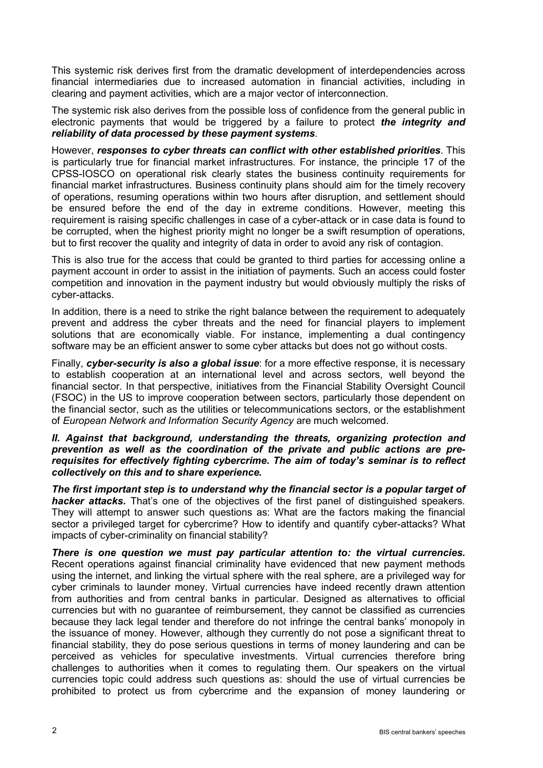This systemic risk derives first from the dramatic development of interdependencies across financial intermediaries due to increased automation in financial activities, including in clearing and payment activities, which are a major vector of interconnection.

The systemic risk also derives from the possible loss of confidence from the general public in electronic payments that would be triggered by a failure to protect ***the integrity and reliability of data processed by these payment systems***.

However, ***responses to cyber threats can conflict with other established priorities***. This is particularly true for financial market infrastructures. For instance, the principle 17 of the CPSS-IOSCO on operational risk clearly states the business continuity requirements for financial market infrastructures. Business continuity plans should aim for the timely recovery of operations, resuming operations within two hours after disruption, and settlement should be ensured before the end of the day in extreme conditions. However, meeting this requirement is raising specific challenges in case of a cyber-attack or in case data is found to be corrupted, when the highest priority might no longer be a swift resumption of operations, but to first recover the quality and integrity of data in order to avoid any risk of contagion.

This is also true for the access that could be granted to third parties for accessing online a payment account in order to assist in the initiation of payments. Such an access could foster competition and innovation in the payment industry but would obviously multiply the risks of cyber-attacks.

In addition, there is a need to strike the right balance between the requirement to adequately prevent and address the cyber threats and the need for financial players to implement solutions that are economically viable. For instance, implementing a dual contingency software may be an efficient answer to some cyber attacks but does not go without costs.

Finally, ***cyber-security is also a global issue***: for a more effective response, it is necessary to establish cooperation at an international level and across sectors, well beyond the financial sector. In that perspective, initiatives from the Financial Stability Oversight Council (FSOC) in the US to improve cooperation between sectors, particularly those dependent on the financial sector, such as the utilities or telecommunications sectors, or the establishment of *European Network and Information Security Agency* are much welcomed.

***II. Against that background, understanding the threats, organizing protection and prevention as well as the coordination of the private and public actions are pre-requisites for effectively fighting cybercrime. The aim of today's seminar is to reflect collectively on this and to share experience.***

***The first important step is to understand why the financial sector is a popular target of hacker attacks.*** That's one of the objectives of the first panel of distinguished speakers. They will attempt to answer such questions as: What are the factors making the financial sector a privileged target for cybercrime? How to identify and quantify cyber-attacks? What impacts of cyber-criminality on financial stability?

***There is one question we must pay particular attention to: the virtual currencies.*** Recent operations against financial criminality have evidenced that new payment methods using the internet, and linking the virtual sphere with the real sphere, are a privileged way for cyber criminals to launder money. Virtual currencies have indeed recently drawn attention from authorities and from central banks in particular. Designed as alternatives to official currencies but with no guarantee of reimbursement, they cannot be classified as currencies because they lack legal tender and therefore do not infringe the central banks' monopoly in the issuance of money. However, although they currently do not pose a significant threat to financial stability, they do pose serious questions in terms of money laundering and can be perceived as vehicles for speculative investments. Virtual currencies therefore bring challenges to authorities when it comes to regulating them. Our speakers on the virtual currencies topic could address such questions as: should the use of virtual currencies be prohibited to protect us from cybercrime and the expansion of money laundering or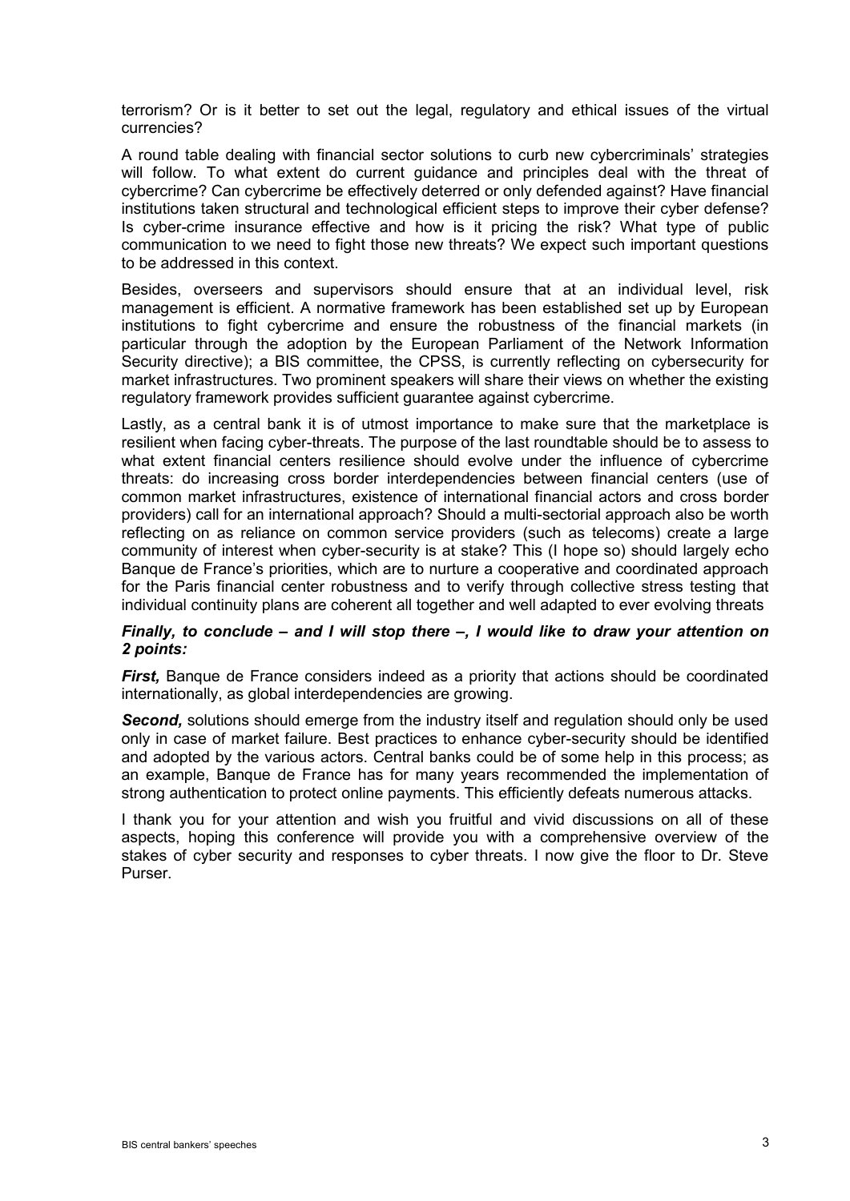terrorism? Or is it better to set out the legal, regulatory and ethical issues of the virtual currencies?

A round table dealing with financial sector solutions to curb new cybercriminals' strategies will follow. To what extent do current guidance and principles deal with the threat of cybercrime? Can cybercrime be effectively deterred or only defended against? Have financial institutions taken structural and technological efficient steps to improve their cyber defense? Is cyber-crime insurance effective and how is it pricing the risk? What type of public communication to we need to fight those new threats? We expect such important questions to be addressed in this context.

Besides, overseers and supervisors should ensure that at an individual level, risk management is efficient. A normative framework has been established set up by European institutions to fight cybercrime and ensure the robustness of the financial markets (in particular through the adoption by the European Parliament of the Network Information Security directive); a BIS committee, the CPSS, is currently reflecting on cybersecurity for market infrastructures. Two prominent speakers will share their views on whether the existing regulatory framework provides sufficient guarantee against cybercrime.

Lastly, as a central bank it is of utmost importance to make sure that the marketplace is resilient when facing cyber-threats. The purpose of the last roundtable should be to assess to what extent financial centers resilience should evolve under the influence of cybercrime threats: do increasing cross border interdependencies between financial centers (use of common market infrastructures, existence of international financial actors and cross border providers) call for an international approach? Should a multi-sectorial approach also be worth reflecting on as reliance on common service providers (such as telecoms) create a large community of interest when cyber-security is at stake? This (I hope so) should largely echo Banque de France's priorities, which are to nurture a cooperative and coordinated approach for the Paris financial center robustness and to verify through collective stress testing that individual continuity plans are coherent all together and well adapted to ever evolving threats

***Finally, to conclude – and I will stop there –, I would like to draw your attention on 2 points:***

***First,*** Banque de France considers indeed as a priority that actions should be coordinated internationally, as global interdependencies are growing.

***Second,*** solutions should emerge from the industry itself and regulation should only be used only in case of market failure. Best practices to enhance cyber-security should be identified and adopted by the various actors. Central banks could be of some help in this process; as an example, Banque de France has for many years recommended the implementation of strong authentication to protect online payments. This efficiently defeats numerous attacks.

I thank you for your attention and wish you fruitful and vivid discussions on all of these aspects, hoping this conference will provide you with a comprehensive overview of the stakes of cyber security and responses to cyber threats. I now give the floor to Dr. Steve Purser.